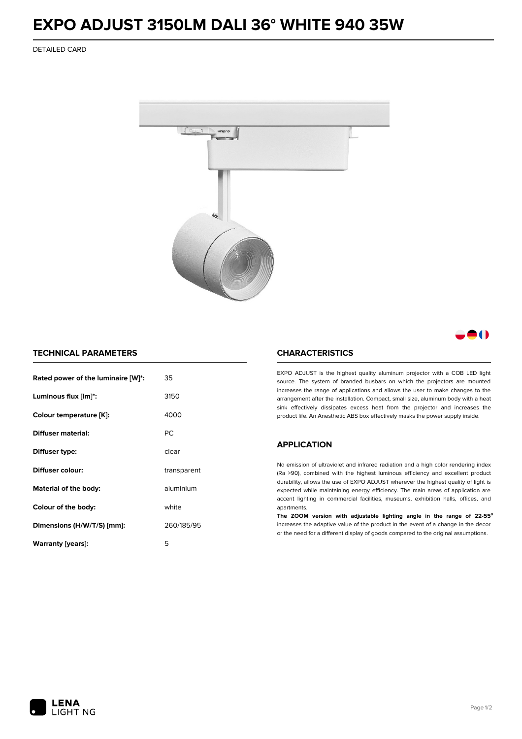# EXPO ADJUST 3150LM DALI 36° WHITE 940 35W

DETAILED CARD

## TECHNICAL PARAMETERS

| | |
|---|---|
| **Rated power of the luminaire [W]*:** | 35 |
| **Luminous flux [lm]*:** | 3150 |
| **Colour temperature [K]:** | 4000 |
| **Diffuser material:** | PC |
| **Diffuser type:** | clear |
| **Diffuser colour:** | transparent |
| **Material of the body:** | aluminium |
| **Colour of the body:** | white |
| **Dimensions (H/W/T/S) [mm]:** | 260/185/95 |
| **Warranty [years]:** | 5 |

## CHARACTERISTICS

EXPO ADJUST is the highest quality aluminum projector with a COB LED light source. The system of branded busbars on which the projectors are mounted increases the range of applications and allows the user to make changes to the arrangement after the installation. Compact, small size, aluminum body with a heat sink effectively dissipates excess heat from the projector and increases the product life. An Anesthetic ABS box effectively masks the power supply inside.

## APPLICATION

No emission of ultraviolet and infrared radiation and a high color rendering index (Ra >90), combined with the highest luminous efficiency and excellent product durability, allows the use of EXPO ADJUST wherever the highest quality of light is expected while maintaining energy efficiency. The main areas of application are accent lighting in commercial facilities, museums, exhibition halls, offices, and apartments.

**The ZOOM version with adjustable lighting angle in the range of 22-55°** increases the adaptive value of the product in the event of a change in the decor or the need for a different display of goods compared to the original assumptions.

LENA LIGHTING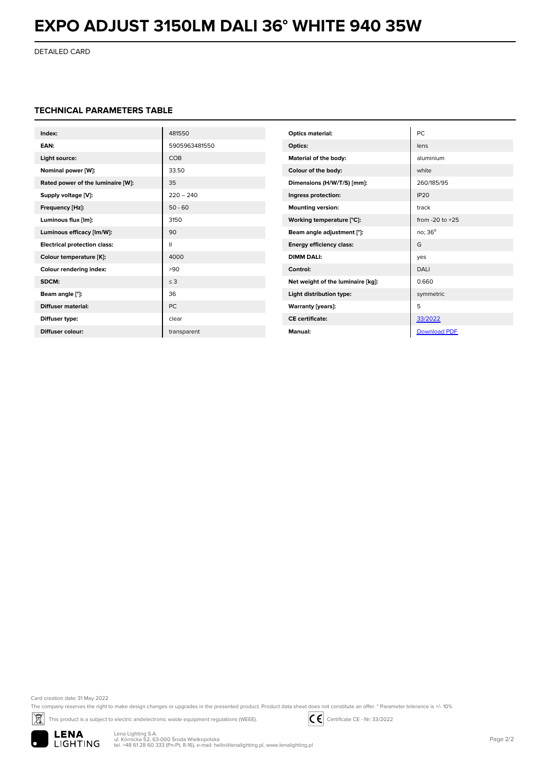# EXPO ADJUST 3150LM DALI 36° WHITE 940 35W

DETAILED CARD

## TECHNICAL PARAMETERS TABLE

| | |
|---|---|
| **Index:** | 481550 |
| **EAN:** | 5905963481550 |
| **Light source:** | COB |
| **Nominal power [W]:** | 33.50 |
| **Rated power of the luminaire [W]:** | 35 |
| **Supply voltage [V]:** | 220 – 240 |
| **Frequency [Hz]:** | 50 - 60 |
| **Luminous flux [lm]:** | 3150 |
| **Luminous efficacy [lm/W]:** | 90 |
| **Electrical protection class:** | II |
| **Colour temperature [K]:** | 4000 |
| **Colour rendering index:** | >90 |
| **SDCM:** | ≤ 3 |
| **Beam angle [°]:** | 36 |
| **Diffuser material:** | PC |
| **Diffuser type:** | clear |
| **Diffuser colour:** | transparent |
| **Optics material:** | PC |
| **Optics:** | lens |
| **Material of the body:** | aluminium |
| **Colour of the body:** | white |
| **Dimensions (H/W/T/S) [mm]:** | 260/185/95 |
| **Ingress protection:** | IP20 |
| **Mounting version:** | track |
| **Working temperature [°C]:** | from -20 to +25 |
| **Beam angle adjustment [°]:** | no; 36° |
| **Energy efficiency class:** | G |
| **DIMM DALI:** | yes |
| **Control:** | DALI |
| **Net weight of the luminaire [kg]:** | 0.660 |
| **Light distribution type:** | symmetric |
| **Warranty [years]:** | 5 |
| **CE certificate:** | 33/2022 |
| **Manual:** | Download PDF |

Card creation date: 31 May 2022

The company reserves the right to make design changes or upgrades in the presented product. Product data sheet does not constitute an offer. * Parameter tolerance is +/- 10%

This product is a subject to electric andelectronic waste equipment regulations (WEEE).

Certificate CE - Nr: 33/2022

Lena Lighting S.A.
ul. Kórnicka 52, 63-000 Środa Wielkopolska
tel. +48 61 28 60 333 (Pn-Pt, 8-16), e-mail: hello@lenalighting.pl, www.lenalighting.pl